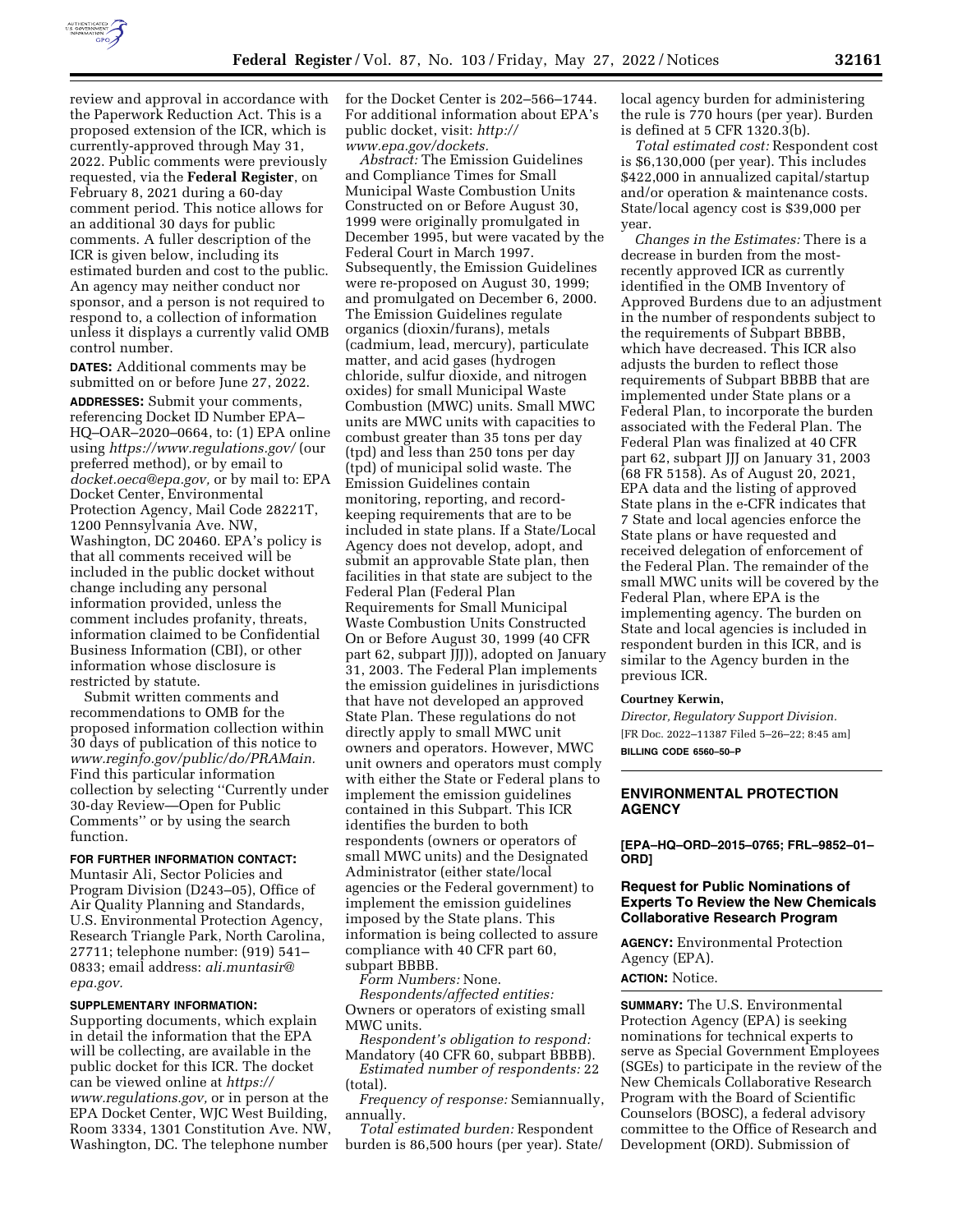review and approval in accordance with the Paperwork Reduction Act. This is a proposed extension of the ICR, which is currently-approved through May 31, 2022. Public comments were previously requested, via the **Federal Register**, on February 8, 2021 during a 60-day comment period. This notice allows for an additional 30 days for public comments. A fuller description of the ICR is given below, including its estimated burden and cost to the public. An agency may neither conduct nor sponsor, and a person is not required to respond to, a collection of information unless it displays a currently valid OMB control number.

**DATES:** Additional comments may be submitted on or before June 27, 2022.

**ADDRESSES:** Submit your comments, referencing Docket ID Number EPA–HQ–OAR–2020–0664, to: (1) EPA online using *https://www.regulations.gov/* (our preferred method), or by email to *docket.oeca@epa.gov,* or by mail to: EPA Docket Center, Environmental Protection Agency, Mail Code 28221T, 1200 Pennsylvania Ave. NW, Washington, DC 20460. EPA's policy is that all comments received will be included in the public docket without change including any personal information provided, unless the comment includes profanity, threats, information claimed to be Confidential Business Information (CBI), or other information whose disclosure is restricted by statute.

Submit written comments and recommendations to OMB for the proposed information collection within 30 days of publication of this notice to *www.reginfo.gov/public/do/PRAMain.* Find this particular information collection by selecting ''Currently under 30-day Review—Open for Public Comments'' or by using the search function.

**FOR FURTHER INFORMATION CONTACT:** Muntasir Ali, Sector Policies and Program Division (D243–05), Office of Air Quality Planning and Standards, U.S. Environmental Protection Agency, Research Triangle Park, North Carolina, 27711; telephone number: (919) 541–0833; email address: *ali.muntasir@epa.gov.*

**SUPPLEMENTARY INFORMATION:** Supporting documents, which explain in detail the information that the EPA will be collecting, are available in the public docket for this ICR. The docket can be viewed online at *https://www.regulations.gov,* or in person at the EPA Docket Center, WJC West Building, Room 3334, 1301 Constitution Ave. NW, Washington, DC. The telephone number for the Docket Center is 202–566–1744. For additional information about EPA's public docket, visit: *http://www.epa.gov/dockets.*

*Abstract:* The Emission Guidelines and Compliance Times for Small Municipal Waste Combustion Units Constructed on or Before August 30, 1999 were originally promulgated in December 1995, but were vacated by the Federal Court in March 1997. Subsequently, the Emission Guidelines were re-proposed on August 30, 1999; and promulgated on December 6, 2000. The Emission Guidelines regulate organics (dioxin/furans), metals (cadmium, lead, mercury), particulate matter, and acid gases (hydrogen chloride, sulfur dioxide, and nitrogen oxides) for small Municipal Waste Combustion (MWC) units. Small MWC units are MWC units with capacities to combust greater than 35 tons per day (tpd) and less than 250 tons per day (tpd) of municipal solid waste. The Emission Guidelines contain monitoring, reporting, and record-keeping requirements that are to be included in state plans. If a State/Local Agency does not develop, adopt, and submit an approvable State plan, then facilities in that state are subject to the Federal Plan (Federal Plan Requirements for Small Municipal Waste Combustion Units Constructed On or Before August 30, 1999 (40 CFR part 62, subpart JJJ)), adopted on January 31, 2003. The Federal Plan implements the emission guidelines in jurisdictions that have not developed an approved State Plan. These regulations do not directly apply to small MWC unit owners and operators. However, MWC unit owners and operators must comply with either the State or Federal plans to implement the emission guidelines contained in this Subpart. This ICR identifies the burden to both respondents (owners or operators of small MWC units) and the Designated Administrator (either state/local agencies or the Federal government) to implement the emission guidelines imposed by the State plans. This information is being collected to assure compliance with 40 CFR part 60, subpart BBBB.

*Form Numbers:* None.

*Respondents/affected entities:* Owners or operators of existing small MWC units.

*Respondent's obligation to respond:* Mandatory (40 CFR 60, subpart BBBB).

*Estimated number of respondents:* 22 (total).

*Frequency of response:* Semiannually, annually.

*Total estimated burden:* Respondent burden is 86,500 hours (per year). State/local agency burden for administering the rule is 770 hours (per year). Burden is defined at 5 CFR 1320.3(b).

*Total estimated cost:* Respondent cost is $6,130,000 (per year). This includes $422,000 in annualized capital/startup and/or operation & maintenance costs. State/local agency cost is $39,000 per year.

*Changes in the Estimates:* There is a decrease in burden from the most-recently approved ICR as currently identified in the OMB Inventory of Approved Burdens due to an adjustment in the number of respondents subject to the requirements of Subpart BBBB, which have decreased. This ICR also adjusts the burden to reflect those requirements of Subpart BBBB that are implemented under State plans or a Federal Plan, to incorporate the burden associated with the Federal Plan. The Federal Plan was finalized at 40 CFR part 62, subpart JJJ on January 31, 2003 (68 FR 5158). As of August 20, 2021, EPA data and the listing of approved State plans in the e-CFR indicates that 7 State and local agencies enforce the State plans or have requested and received delegation of enforcement of the Federal Plan. The remainder of the small MWC units will be covered by the Federal Plan, where EPA is the implementing agency. The burden on State and local agencies is included in respondent burden in this ICR, and is similar to the Agency burden in the previous ICR.

**Courtney Kerwin,**

*Director, Regulatory Support Division.*

[FR Doc. 2022–11387 Filed 5–26–22; 8:45 am]

**BILLING CODE 6560–50–P**

---

## ENVIRONMENTAL PROTECTION AGENCY

**[EPA–HQ–ORD–2015–0765; FRL–9852–01–ORD]**

### Request for Public Nominations of Experts To Review the New Chemicals Collaborative Research Program

**AGENCY:** Environmental Protection Agency (EPA).

**ACTION:** Notice.

**SUMMARY:** The U.S. Environmental Protection Agency (EPA) is seeking nominations for technical experts to serve as Special Government Employees (SGEs) to participate in the review of the New Chemicals Collaborative Research Program with the Board of Scientific Counselors (BOSC), a federal advisory committee to the Office of Research and Development (ORD). Submission of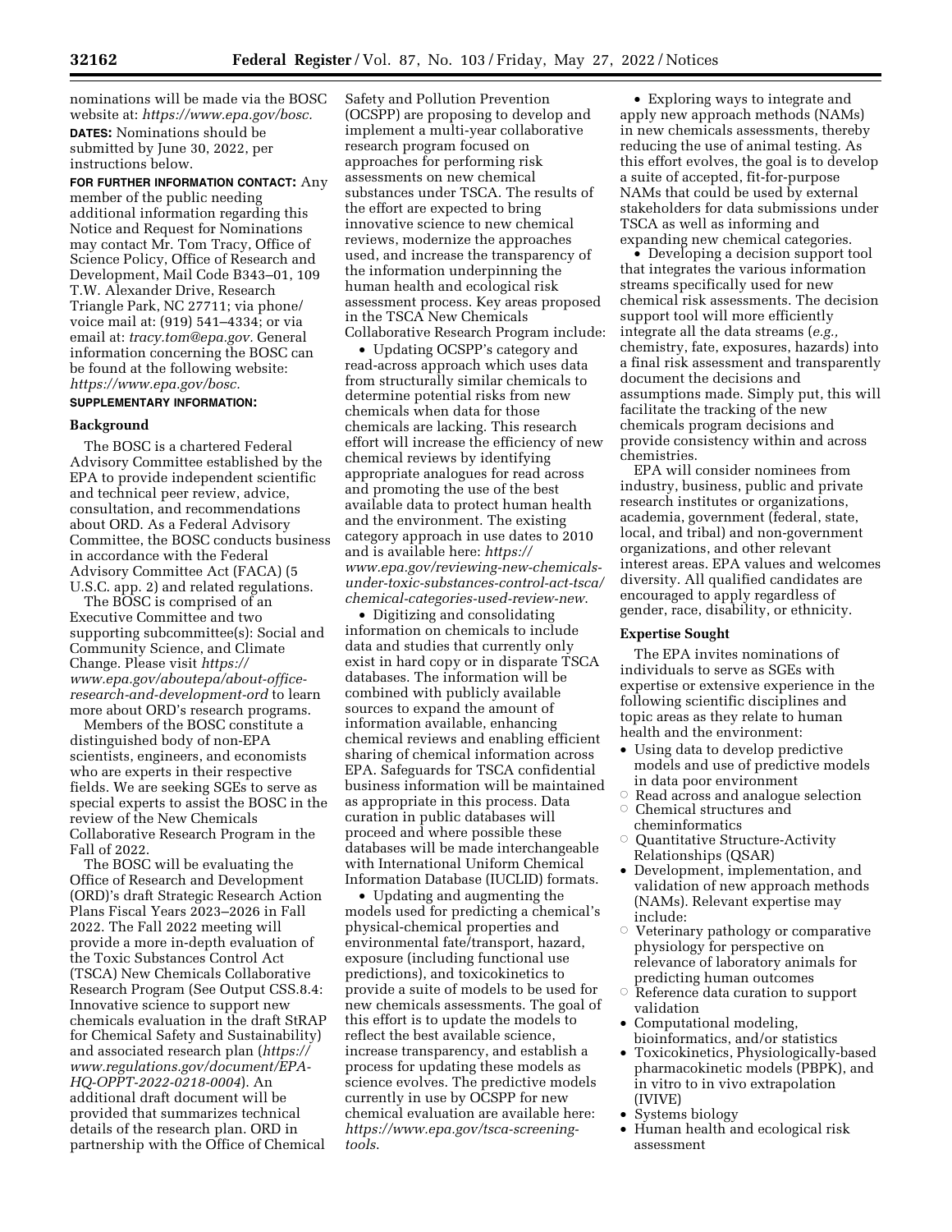nominations will be made via the BOSC website at: *https://www.epa.gov/bosc.*

**DATES:** Nominations should be submitted by June 30, 2022, per instructions below.

**FOR FURTHER INFORMATION CONTACT:** Any member of the public needing additional information regarding this Notice and Request for Nominations may contact Mr. Tom Tracy, Office of Science Policy, Office of Research and Development, Mail Code B343–01, 109 T.W. Alexander Drive, Research Triangle Park, NC 27711; via phone/voice mail at: (919) 541–4334; or via email at: *tracy.tom@epa.gov.* General information concerning the BOSC can be found at the following website: *https://www.epa.gov/bosc.*

**SUPPLEMENTARY INFORMATION:**

**Background**

The BOSC is a chartered Federal Advisory Committee established by the EPA to provide independent scientific and technical peer review, advice, consultation, and recommendations about ORD. As a Federal Advisory Committee, the BOSC conducts business in accordance with the Federal Advisory Committee Act (FACA) (5 U.S.C. app. 2) and related regulations.

The BOSC is comprised of an Executive Committee and two supporting subcommittee(s): Social and Community Science, and Climate Change. Please visit *https://www.epa.gov/aboutepa/about-office-research-and-development-ord* to learn more about ORD's research programs.

Members of the BOSC constitute a distinguished body of non-EPA scientists, engineers, and economists who are experts in their respective fields. We are seeking SGEs to serve as special experts to assist the BOSC in the review of the New Chemicals Collaborative Research Program in the Fall of 2022.

The BOSC will be evaluating the Office of Research and Development (ORD)'s draft Strategic Research Action Plans Fiscal Years 2023–2026 in Fall 2022. The Fall 2022 meeting will provide a more in-depth evaluation of the Toxic Substances Control Act (TSCA) New Chemicals Collaborative Research Program (See Output CSS.8.4: Innovative science to support new chemicals evaluation in the draft StRAP for Chemical Safety and Sustainability) and associated research plan (*https://www.regulations.gov/document/EPA-HQ-OPPT-2022-0218-0004*). An additional draft document will be provided that summarizes technical details of the research plan. ORD in partnership with the Office of Chemical Safety and Pollution Prevention (OCSPP) are proposing to develop and implement a multi-year collaborative research program focused on approaches for performing risk assessments on new chemical substances under TSCA. The results of the effort are expected to bring innovative science to new chemical reviews, modernize the approaches used, and increase the transparency of the information underpinning the human health and ecological risk assessment process. Key areas proposed in the TSCA New Chemicals Collaborative Research Program include:

- Updating OCSPP's category and read-across approach which uses data from structurally similar chemicals to determine potential risks from new chemicals when data for those chemicals are lacking. This research effort will increase the efficiency of new chemical reviews by identifying appropriate analogues for read across and promoting the use of the best available data to protect human health and the environment. The existing category approach in use dates to 2010 and is available here: *https://www.epa.gov/reviewing-new-chemicals-under-toxic-substances-control-act-tsca/chemical-categories-used-review-new.*
- Digitizing and consolidating information on chemicals to include data and studies that currently only exist in hard copy or in disparate TSCA databases. The information will be combined with publicly available sources to expand the amount of information available, enhancing chemical reviews and enabling efficient sharing of chemical information across EPA. Safeguards for TSCA confidential business information will be maintained as appropriate in this process. Data curation in public databases will proceed and where possible these databases will be made interchangeable with International Uniform Chemical Information Database (IUCLID) formats.
- Updating and augmenting the models used for predicting a chemical's physical-chemical properties and environmental fate/transport, hazard, exposure (including functional use predictions), and toxicokinetics to provide a suite of models to be used for new chemicals assessments. The goal of this effort is to update the models to reflect the best available science, increase transparency, and establish a process for updating these models as science evolves. The predictive models currently in use by OCSPP for new chemical evaluation are available here: *https://www.epa.gov/tsca-screening-tools.*
- Exploring ways to integrate and apply new approach methods (NAMs) in new chemicals assessments, thereby reducing the use of animal testing. As this effort evolves, the goal is to develop a suite of accepted, fit-for-purpose NAMs that could be used by external stakeholders for data submissions under TSCA as well as informing and expanding new chemical categories.
- Developing a decision support tool that integrates the various information streams specifically used for new chemical risk assessments. The decision support tool will more efficiently integrate all the data streams (*e.g.,* chemistry, fate, exposures, hazards) into a final risk assessment and transparently document the decisions and assumptions made. Simply put, this will facilitate the tracking of the new chemicals program decisions and provide consistency within and across chemistries.

EPA will consider nominees from industry, business, public and private research institutes or organizations, academia, government (federal, state, local, and tribal) and non-government organizations, and other relevant interest areas. EPA values and welcomes diversity. All qualified candidates are encouraged to apply regardless of gender, race, disability, or ethnicity.

**Expertise Sought**

The EPA invites nominations of individuals to serve as SGEs with expertise or extensive experience in the following scientific disciplines and topic areas as they relate to human health and the environment:

- Using data to develop predictive models and use of predictive models in data poor environment
  - Read across and analogue selection
  - Chemical structures and cheminformatics
  - Quantitative Structure-Activity Relationships (QSAR)
- Development, implementation, and validation of new approach methods (NAMs). Relevant expertise may include:
  - Veterinary pathology or comparative physiology for perspective on relevance of laboratory animals for predicting human outcomes
  - Reference data curation to support validation
- Computational modeling, bioinformatics, and/or statistics
- Toxicokinetics, Physiologically-based pharmacokinetic models (PBPK), and in vitro to in vivo extrapolation (IVIVE)
- Systems biology
- Human health and ecological risk assessment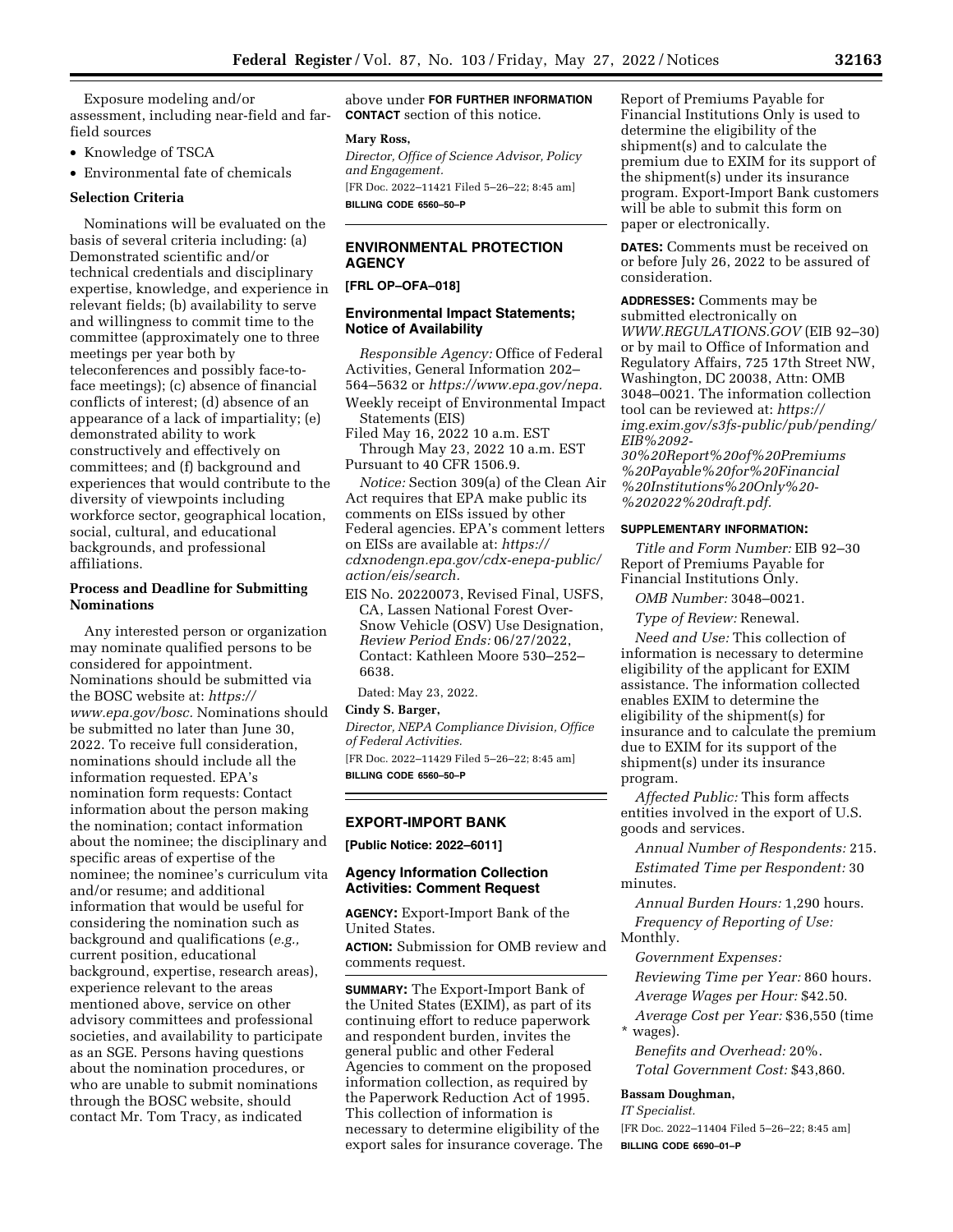Exposure modeling and/or assessment, including near-field and far-field sources

- Knowledge of TSCA
- Environmental fate of chemicals

**Selection Criteria**

Nominations will be evaluated on the basis of several criteria including: (a) Demonstrated scientific and/or technical credentials and disciplinary expertise, knowledge, and experience in relevant fields; (b) availability to serve and willingness to commit time to the committee (approximately one to three meetings per year both by teleconferences and possibly face-to-face meetings); (c) absence of financial conflicts of interest; (d) absence of an appearance of a lack of impartiality; (e) demonstrated ability to work constructively and effectively on committees; and (f) background and experiences that would contribute to the diversity of viewpoints including workforce sector, geographical location, social, cultural, and educational backgrounds, and professional affiliations.

**Process and Deadline for Submitting Nominations**

Any interested person or organization may nominate qualified persons to be considered for appointment. Nominations should be submitted via the BOSC website at: *https://www.epa.gov/bosc.* Nominations should be submitted no later than June 30, 2022. To receive full consideration, nominations should include all the information requested. EPA's nomination form requests: Contact information about the person making the nomination; contact information about the nominee; the disciplinary and specific areas of expertise of the nominee; the nominee's curriculum vita and/or resume; and additional information that would be useful for considering the nomination such as background and qualifications (*e.g.,* current position, educational background, expertise, research areas), experience relevant to the areas mentioned above, service on other advisory committees and professional societies, and availability to participate as an SGE. Persons having questions about the nomination procedures, or who are unable to submit nominations through the BOSC website, should contact Mr. Tom Tracy, as indicated above under **FOR FURTHER INFORMATION CONTACT** section of this notice.

**Mary Ross,**

*Director, Office of Science Advisor, Policy and Engagement.*

[FR Doc. 2022–11421 Filed 5–26–22; 8:45 am]

**BILLING CODE 6560–50–P**

## ENVIRONMENTAL PROTECTION AGENCY

**[FRL OP–OFA–018]**

### Environmental Impact Statements; Notice of Availability

*Responsible Agency:* Office of Federal Activities, General Information 202–564–5632 or *https://www.epa.gov/nepa.*

Weekly receipt of Environmental Impact Statements (EIS)

Filed May 16, 2022 10 a.m. EST Through May 23, 2022 10 a.m. EST

Pursuant to 40 CFR 1506.9.

*Notice:* Section 309(a) of the Clean Air Act requires that EPA make public its comments on EISs issued by other Federal agencies. EPA's comment letters on EISs are available at: *https://cdxnodengn.epa.gov/cdx-enepa-public/action/eis/search.*

EIS No. 20220073, Revised Final, USFS, CA, Lassen National Forest Over-Snow Vehicle (OSV) Use Designation, *Review Period Ends:* 06/27/2022, Contact: Kathleen Moore 530–252–6638.

Dated: May 23, 2022.

**Cindy S. Barger,**

*Director, NEPA Compliance Division, Office of Federal Activities.*

[FR Doc. 2022–11429 Filed 5–26–22; 8:45 am]

**BILLING CODE 6560–50–P**

## EXPORT-IMPORT BANK

**[Public Notice: 2022–6011]**

### Agency Information Collection Activities: Comment Request

**AGENCY:** Export-Import Bank of the United States.

**ACTION:** Submission for OMB review and comments request.

**SUMMARY:** The Export-Import Bank of the United States (EXIM), as part of its continuing effort to reduce paperwork and respondent burden, invites the general public and other Federal Agencies to comment on the proposed information collection, as required by the Paperwork Reduction Act of 1995. This collection of information is necessary to determine eligibility of the export sales for insurance coverage. The Report of Premiums Payable for Financial Institutions Only is used to determine the eligibility of the shipment(s) and to calculate the premium due to EXIM for its support of the shipment(s) under its insurance program. Export-Import Bank customers will be able to submit this form on paper or electronically.

**DATES:** Comments must be received on or before July 26, 2022 to be assured of consideration.

**ADDRESSES:** Comments may be submitted electronically on *WWW.REGULATIONS.GOV* (EIB 92–30) or by mail to Office of Information and Regulatory Affairs, 725 17th Street NW, Washington, DC 20038, Attn: OMB 3048–0021. The information collection tool can be reviewed at: *https://img.exim.gov/s3fs-public/pub/pending/EIB%2092-30%20Report%20of%20Premiums%20Payable%20for%20Financial%20Institutions%20Only%20-%202022%20draft.pdf.*

**SUPPLEMENTARY INFORMATION:**

*Title and Form Number:* EIB 92–30 Report of Premiums Payable for Financial Institutions Only.

*OMB Number:* 3048–0021.

*Type of Review:* Renewal.

*Need and Use:* This collection of information is necessary to determine eligibility of the applicant for EXIM assistance. The information collected enables EXIM to determine the eligibility of the shipment(s) for insurance and to calculate the premium due to EXIM for its support of the shipment(s) under its insurance program.

*Affected Public:* This form affects entities involved in the export of U.S. goods and services.

*Annual Number of Respondents:* 215.

*Estimated Time per Respondent:* 30 minutes.

*Annual Burden Hours:* 1,290 hours.

*Frequency of Reporting of Use:* Monthly.

*Government Expenses:*

*Reviewing Time per Year:* 860 hours.

*Average Wages per Hour:* $42.50.

*Average Cost per Year:* $36,550 (time * wages).

*Benefits and Overhead:* 20%.

*Total Government Cost:* $43,860.

**Bassam Doughman,**

*IT Specialist.*

[FR Doc. 2022–11404 Filed 5–26–22; 8:45 am]

**BILLING CODE 6690–01–P**